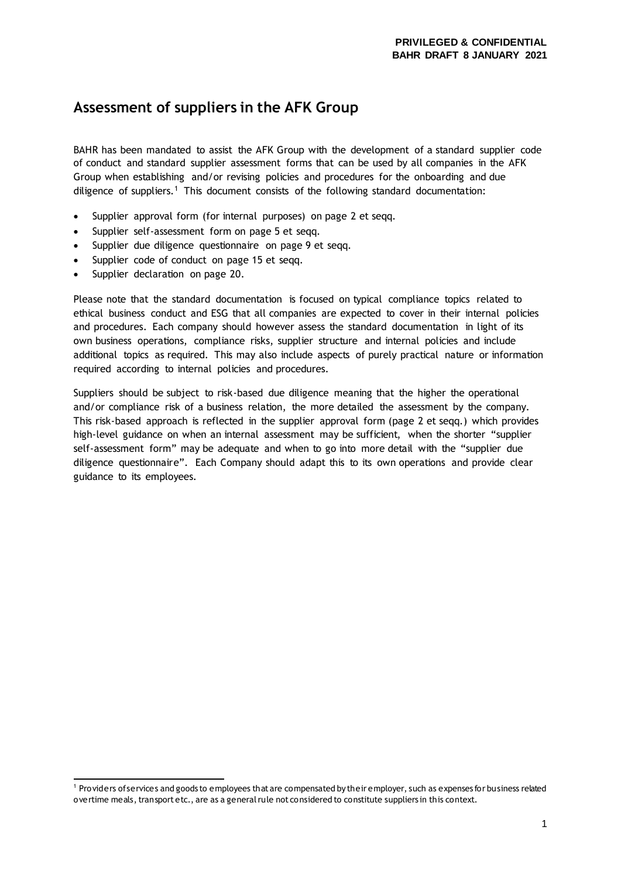PRIVILEGED & CONFIDENTIAL
BAHR DRAFT 8 JANUARY 2021

## Assessment of suppliers in the AFK Group

BAHR has been mandated to assist the AFK Group with the development of a standard supplier code of conduct and standard supplier assessment forms that can be used by all companies in the AFK Group when establishing and/or revising policies and procedures for the onboarding and due diligence of suppliers.[1] This document consists of the following standard documentation:

- Supplier approval form (for internal purposes) on page 2 et seqq.
- Supplier self-assessment form on page 5 et seqq.
- Supplier due diligence questionnaire on page 9 et seqq.
- Supplier code of conduct on page 15 et seqq.
- Supplier declaration on page 20.

Please note that the standard documentation is focused on typical compliance topics related to ethical business conduct and ESG that all companies are expected to cover in their internal policies and procedures. Each company should however assess the standard documentation in light of its own business operations, compliance risks, supplier structure and internal policies and include additional topics as required. This may also include aspects of purely practical nature or information required according to internal policies and procedures.

Suppliers should be subject to risk-based due diligence meaning that the higher the operational and/or compliance risk of a business relation, the more detailed the assessment by the company. This risk-based approach is reflected in the supplier approval form (page 2 et seqq.) which provides high-level guidance on when an internal assessment may be sufficient, when the shorter "supplier self-assessment form" may be adequate and when to go into more detail with the "supplier due diligence questionnaire". Each Company should adapt this to its own operations and provide clear guidance to its employees.

[1] Providers of services and goods to employees that are compensated by their employer, such as expenses for business related overtime meals, transport etc., are as a general rule not considered to constitute suppliers in this context.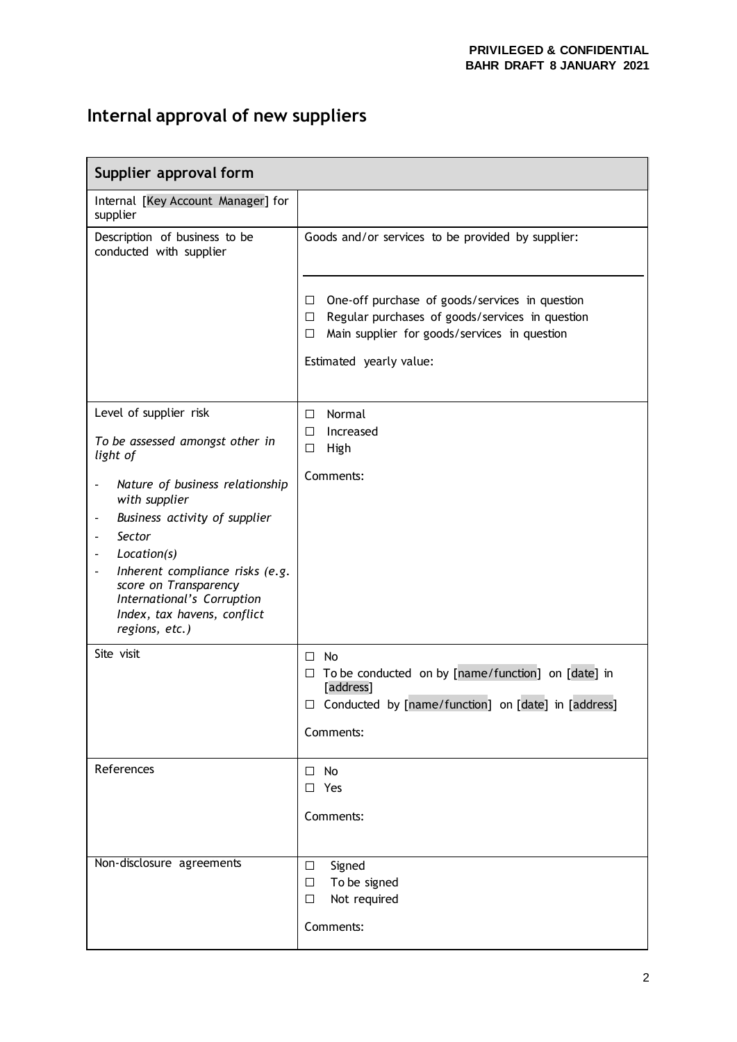# Internal approval of new suppliers

| Supplier approval form | |
|---|---|
| Internal [Key Account Manager] for supplier | |
| Description of business to be conducted with supplier | Goods and/or services to be provided by supplier:<br><br>☐ One-off purchase of goods/services in question<br>☐ Regular purchases of goods/services in question<br>☐ Main supplier for goods/services in question<br><br>Estimated yearly value: |
| Level of supplier risk<br><br>*To be assessed amongst other in light of*<br><br>- *Nature of business relationship with supplier*<br>- *Business activity of supplier*<br>- *Sector*<br>- *Location(s)*<br>- *Inherent compliance risks (e.g. score on Transparency International's Corruption Index, tax havens, conflict regions, etc.)* | ☐ Normal<br>☐ Increased<br>☐ High<br><br>Comments: |
| Site visit | ☐ No<br>☐ To be conducted on by [name/function] on [date] in [address]<br>☐ Conducted by [name/function] on [date] in [address]<br><br>Comments: |
| References | ☐ No<br>☐ Yes<br><br>Comments: |
| Non-disclosure agreements | ☐ Signed<br>☐ To be signed<br>☐ Not required<br><br>Comments: |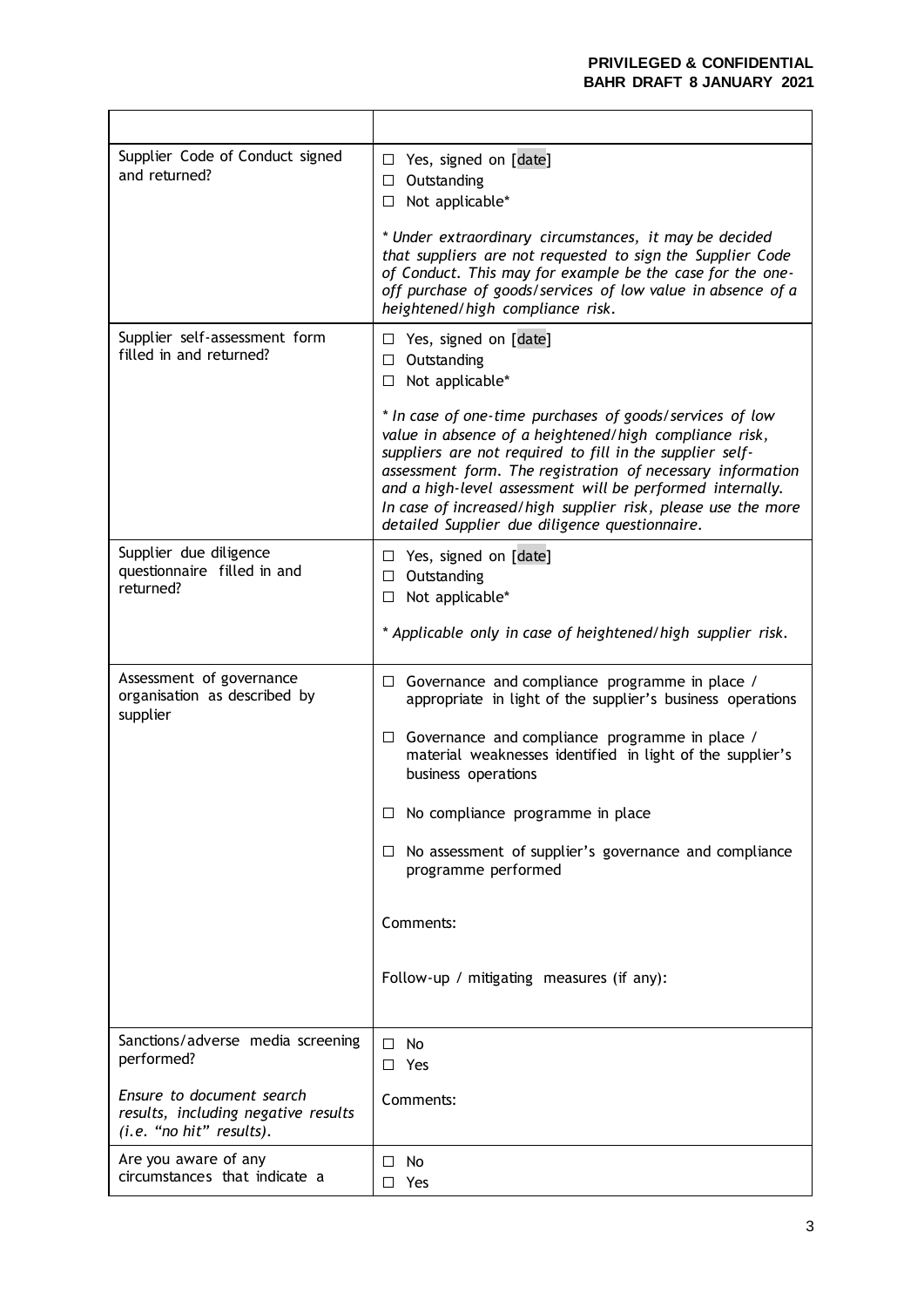| | |
|---|---|
| Supplier Code of Conduct signed and returned? | ☐ Yes, signed on [date]<br>☐ Outstanding<br>☐ Not applicable*<br><br>*\* Under extraordinary circumstances, it may be decided that suppliers are not requested to sign the Supplier Code of Conduct. This may for example be the case for the one-off purchase of goods/services of low value in absence of a heightened/high compliance risk.* |
| Supplier self-assessment form filled in and returned? | ☐ Yes, signed on [date]<br>☐ Outstanding<br>☐ Not applicable*<br><br>*\* In case of one-time purchases of goods/services of low value in absence of a heightened/high compliance risk, suppliers are not required to fill in the supplier self-assessment form. The registration of necessary information and a high-level assessment will be performed internally. In case of increased/high supplier risk, please use the more detailed Supplier due diligence questionnaire.* |
| Supplier due diligence questionnaire filled in and returned? | ☐ Yes, signed on [date]<br>☐ Outstanding<br>☐ Not applicable*<br><br>*\* Applicable only in case of heightened/high supplier risk.* |
| Assessment of governance organisation as described by supplier | ☐ Governance and compliance programme in place / appropriate in light of the supplier's business operations<br><br>☐ Governance and compliance programme in place / material weaknesses identified in light of the supplier's business operations<br><br>☐ No compliance programme in place<br><br>☐ No assessment of supplier's governance and compliance programme performed<br><br>Comments:<br><br>Follow-up / mitigating measures (if any): |
| Sanctions/adverse media screening performed?<br><br>*Ensure to document search results, including negative results (i.e. "no hit" results).* | ☐ No<br>☐ Yes<br><br>Comments: |
| Are you aware of any circumstances that indicate a | ☐ No<br>☐ Yes |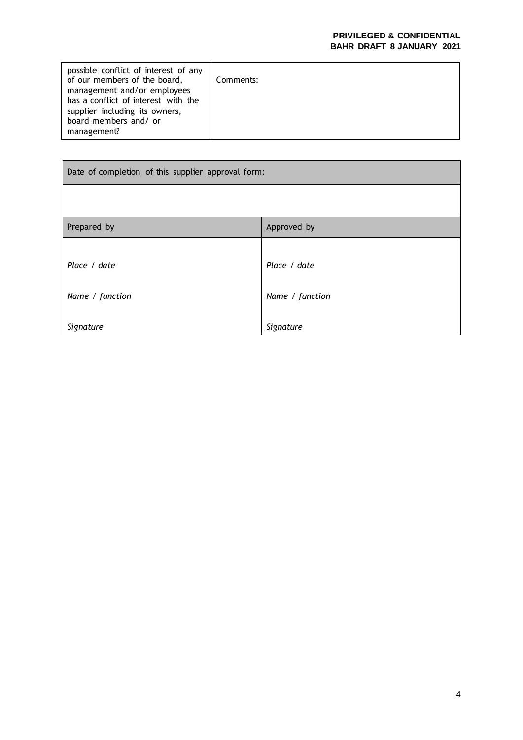| possible conflict of interest of any of our members of the board, management and/or employees has a conflict of interest with the supplier including its owners, board members and/ or management? | Comments: |
|---|---|

| Date of completion of this supplier approval form: | |
|---|---|
| | |
| Prepared by | Approved by |
| *Place / date*<br><br>*Name / function*<br><br>*Signature* | *Place / date*<br><br>*Name / function*<br><br>*Signature* |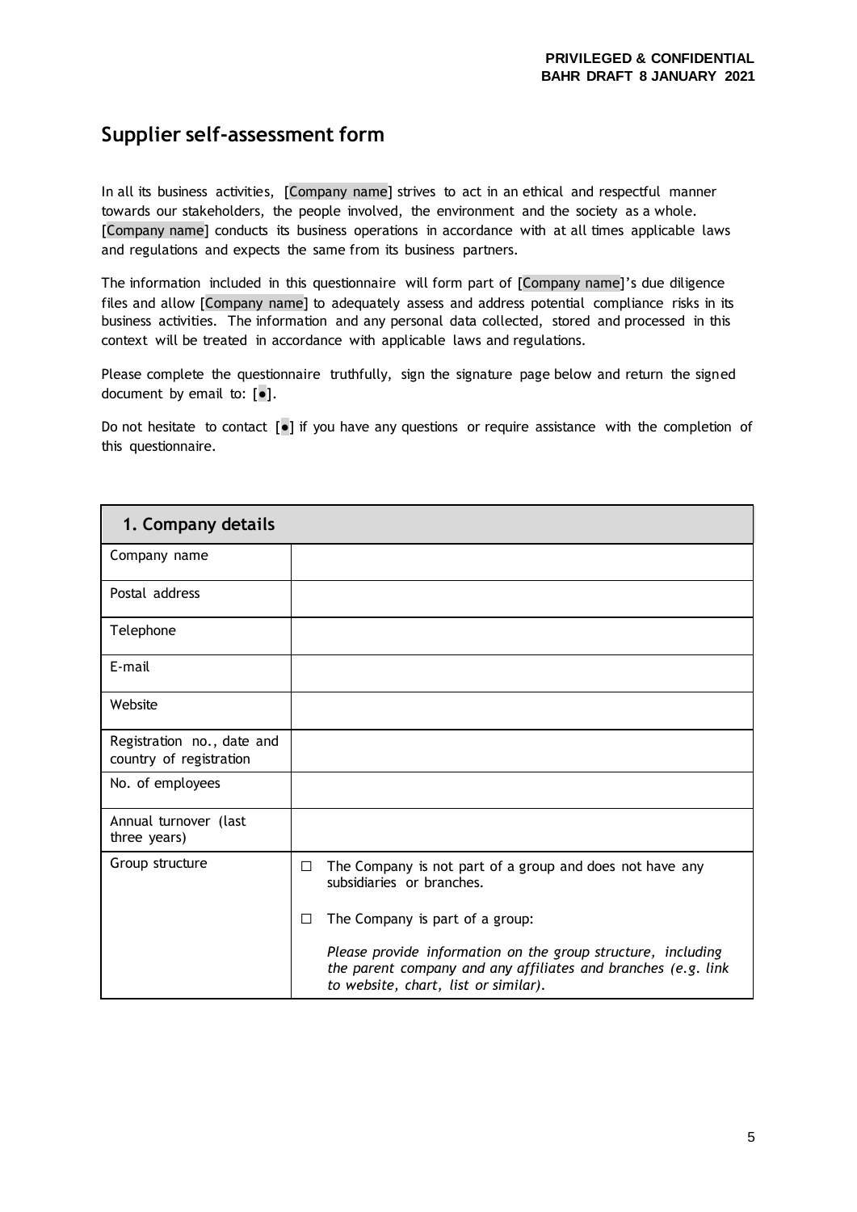PRIVILEGED & CONFIDENTIAL
BAHR DRAFT 8 JANUARY 2021

# Supplier self-assessment form

In all its business activities, [Company name] strives to act in an ethical and respectful manner towards our stakeholders, the people involved, the environment and the society as a whole. [Company name] conducts its business operations in accordance with at all times applicable laws and regulations and expects the same from its business partners.

The information included in this questionnaire will form part of [Company name]'s due diligence files and allow [Company name] to adequately assess and address potential compliance risks in its business activities. The information and any personal data collected, stored and processed in this context will be treated in accordance with applicable laws and regulations.

Please complete the questionnaire truthfully, sign the signature page below and return the signed document by email to: [●].

Do not hesitate to contact [●] if you have any questions or require assistance with the completion of this questionnaire.

| **1. Company details** | |
|---|---|
| Company name | |
| Postal address | |
| Telephone | |
| E-mail | |
| Website | |
| Registration no., date and country of registration | |
| No. of employees | |
| Annual turnover (last three years) | |
| Group structure | ☐ The Company is not part of a group and does not have any subsidiaries or branches.<br><br>☐ The Company is part of a group:<br><br>*Please provide information on the group structure, including the parent company and any affiliates and branches (e.g. link to website, chart, list or similar).* |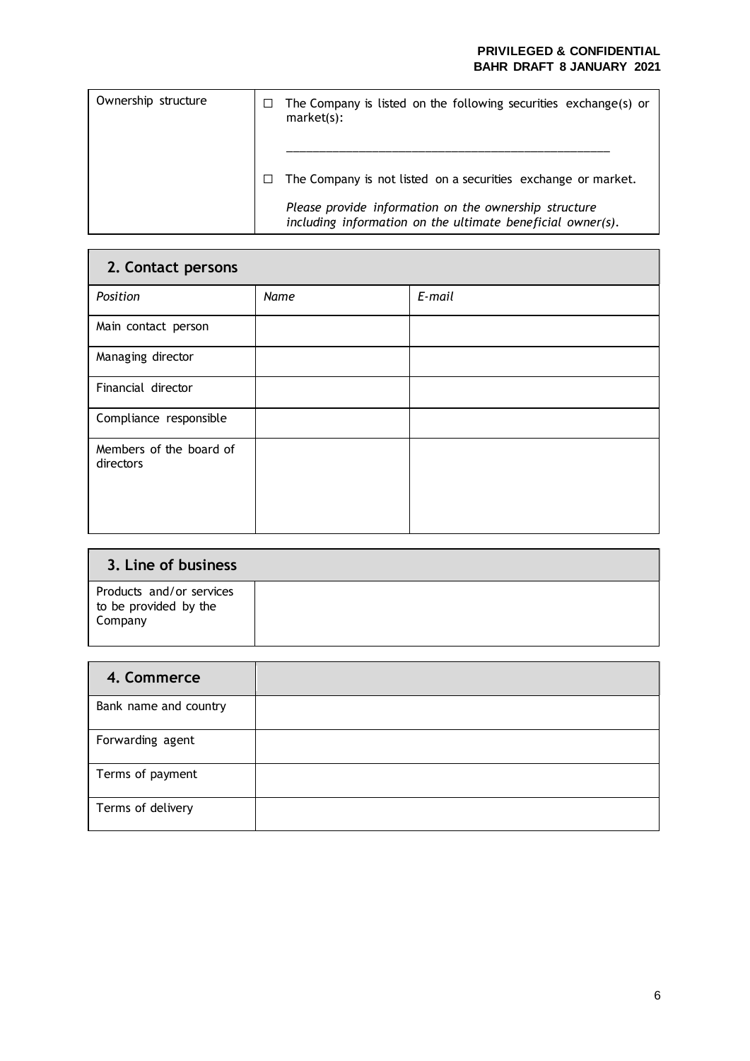| Ownership structure | ☐ The Company is listed on the following securities exchange(s) or market(s):<br><br>\_\_\_\_\_\_\_\_\_\_\_\_\_\_\_\_\_\_\_\_\_\_\_\_\_\_\_\_\_\_\_\_\_\_\_\_\_\_\_\_\_\_\_\_<br><br>☐ The Company is not listed on a securities exchange or market.<br><br>*Please provide information on the ownership structure including information on the ultimate beneficial owner(s).* |
|---|---|

## 2. Contact persons

| *Position* | *Name* | *E-mail* |
|---|---|---|
| Main contact person | | |
| Managing director | | |
| Financial director | | |
| Compliance responsible | | |
| Members of the board of directors | | |

## 3. Line of business

| Products and/or services to be provided by the Company | |
|---|---|

## 4. Commerce

| | |
|---|---|
| Bank name and country | |
| Forwarding agent | |
| Terms of payment | |
| Terms of delivery | |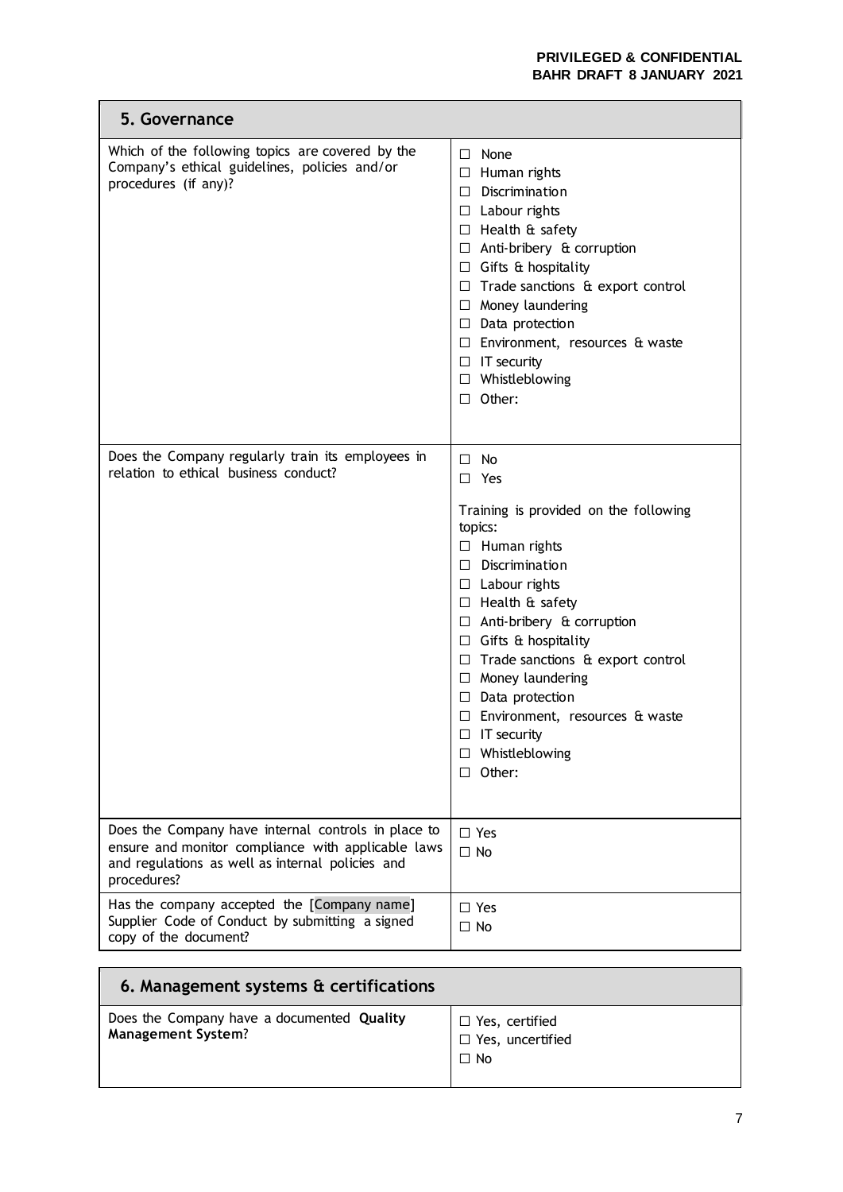**PRIVILEGED & CONFIDENTIAL**
**BAHR DRAFT 8 JANUARY 2021**

| 5. Governance | |
|---|---|
| Which of the following topics are covered by the Company's ethical guidelines, policies and/or procedures (if any)? | ☐ None<br>☐ Human rights<br>☐ Discrimination<br>☐ Labour rights<br>☐ Health & safety<br>☐ Anti-bribery & corruption<br>☐ Gifts & hospitality<br>☐ Trade sanctions & export control<br>☐ Money laundering<br>☐ Data protection<br>☐ Environment, resources & waste<br>☐ IT security<br>☐ Whistleblowing<br>☐ Other: |
| Does the Company regularly train its employees in relation to ethical business conduct? | ☐ No<br>☐ Yes<br><br>Training is provided on the following topics:<br>☐ Human rights<br>☐ Discrimination<br>☐ Labour rights<br>☐ Health & safety<br>☐ Anti-bribery & corruption<br>☐ Gifts & hospitality<br>☐ Trade sanctions & export control<br>☐ Money laundering<br>☐ Data protection<br>☐ Environment, resources & waste<br>☐ IT security<br>☐ Whistleblowing<br>☐ Other: |
| Does the Company have internal controls in place to ensure and monitor compliance with applicable laws and regulations as well as internal policies and procedures? | ☐ Yes<br>☐ No |
| Has the company accepted the [Company name] Supplier Code of Conduct by submitting a signed copy of the document? | ☐ Yes<br>☐ No |

| 6. Management systems & certifications | |
|---|---|
| Does the Company have a documented **Quality Management System**? | ☐ Yes, certified<br>☐ Yes, uncertified<br>☐ No |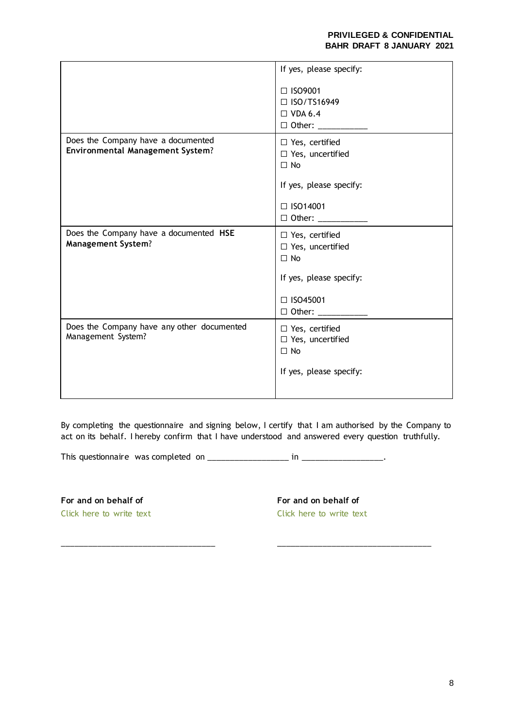| | |
|---|---|
| | If yes, please specify:<br><br>☐ ISO9001<br>☐ ISO/TS16949<br>☐ VDA 6.4<br>☐ Other: ___________ |
| Does the Company have a documented **Environmental Management System**? | ☐ Yes, certified<br>☐ Yes, uncertified<br>☐ No<br><br>If yes, please specify:<br><br>☐ ISO14001<br>☐ Other: ___________ |
| Does the Company have a documented **HSE Management System**? | ☐ Yes, certified<br>☐ Yes, uncertified<br>☐ No<br><br>If yes, please specify:<br><br>☐ ISO45001<br>☐ Other: ___________ |
| Does the Company have any other documented Management System? | ☐ Yes, certified<br>☐ Yes, uncertified<br>☐ No<br><br>If yes, please specify: |

By completing the questionnaire and signing below, I certify that I am authorised by the Company to act on its behalf. I hereby confirm that I have understood and answered every question truthfully.

This questionnaire was completed on __________________ in __________________.

**For and on behalf of**
Click here to write text

___________________________________

**For and on behalf of**
Click here to write text

___________________________________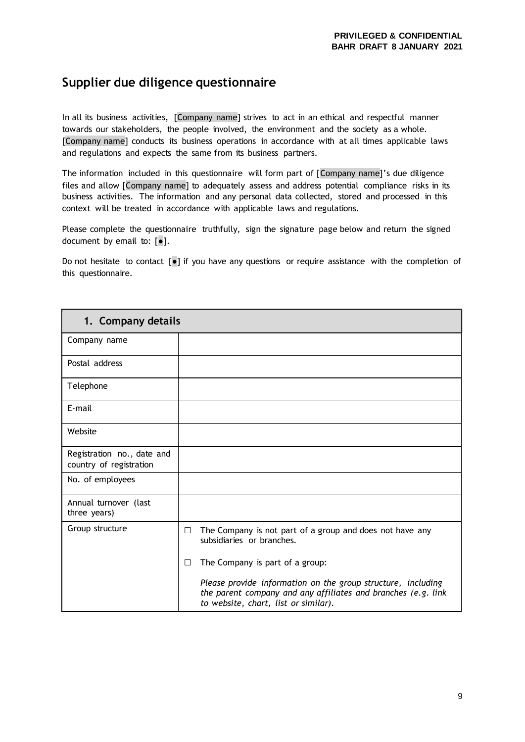# Supplier due diligence questionnaire

In all its business activities, [Company name] strives to act in an ethical and respectful manner towards our stakeholders, the people involved, the environment and the society as a whole. [Company name] conducts its business operations in accordance with at all times applicable laws and regulations and expects the same from its business partners.

The information included in this questionnaire will form part of [Company name]'s due diligence files and allow [Company name] to adequately assess and address potential compliance risks in its business activities. The information and any personal data collected, stored and processed in this context will be treated in accordance with applicable laws and regulations.

Please complete the questionnaire truthfully, sign the signature page below and return the signed document by email to: [●].

Do not hesitate to contact [●] if you have any questions or require assistance with the completion of this questionnaire.

| 1. Company details | |
|---|---|
| Company name | |
| Postal address | |
| Telephone | |
| E-mail | |
| Website | |
| Registration no., date and country of registration | |
| No. of employees | |
| Annual turnover (last three years) | |
| Group structure | ☐ The Company is not part of a group and does not have any subsidiaries or branches.<br><br>☐ The Company is part of a group:<br><br>*Please provide information on the group structure, including the parent company and any affiliates and branches (e.g. link to website, chart, list or similar).* |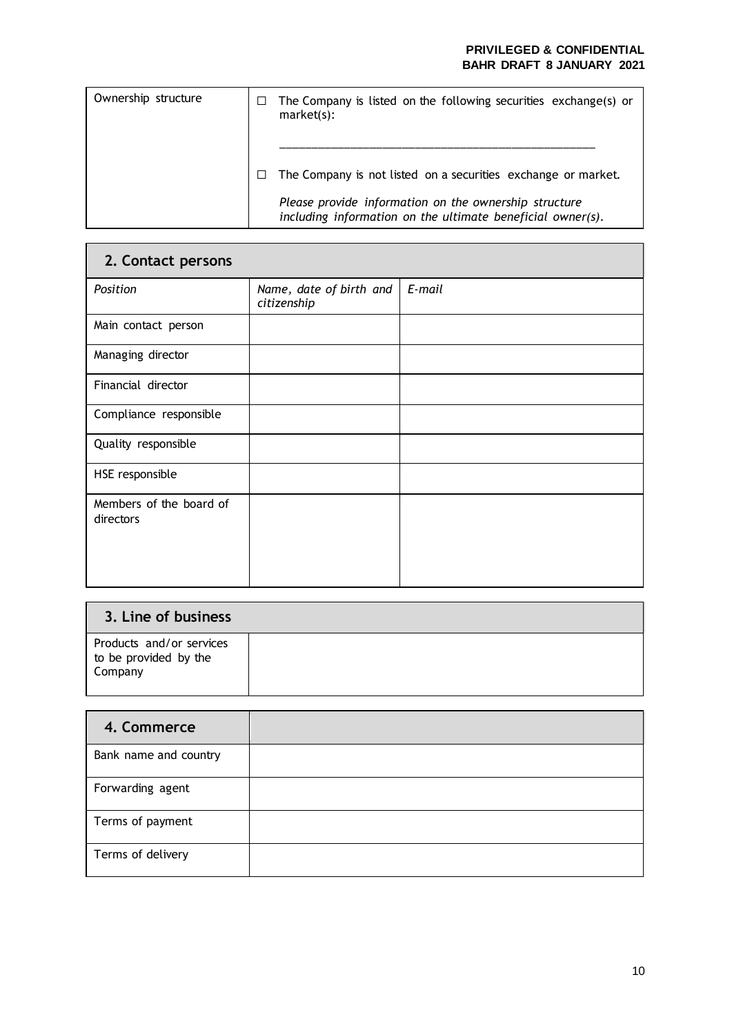| Ownership structure | ☐ The Company is listed on the following securities exchange(s) or market(s):<br><br>\_\_\_\_\_\_\_\_\_\_\_\_\_\_\_\_\_\_\_\_\_\_\_\_\_\_\_\_\_\_\_\_\_\_\_\_\_\_\_\_\_\_\_\_\_\_\_\_\_\_<br><br>☐ The Company is not listed on a securities exchange or market.<br><br>*Please provide information on the ownership structure including information on the ultimate beneficial owner(s).* |
|---|---|

| **2. Contact persons** | | |
|---|---|---|
| *Position* | *Name, date of birth and citizenship* | *E-mail* |
| Main contact person | | |
| Managing director | | |
| Financial director | | |
| Compliance responsible | | |
| Quality responsible | | |
| HSE responsible | | |
| Members of the board of directors | | |

| **3. Line of business** | |
|---|---|
| Products and/or services to be provided by the Company | |

| **4. Commerce** | |
|---|---|
| Bank name and country | |
| Forwarding agent | |
| Terms of payment | |
| Terms of delivery | |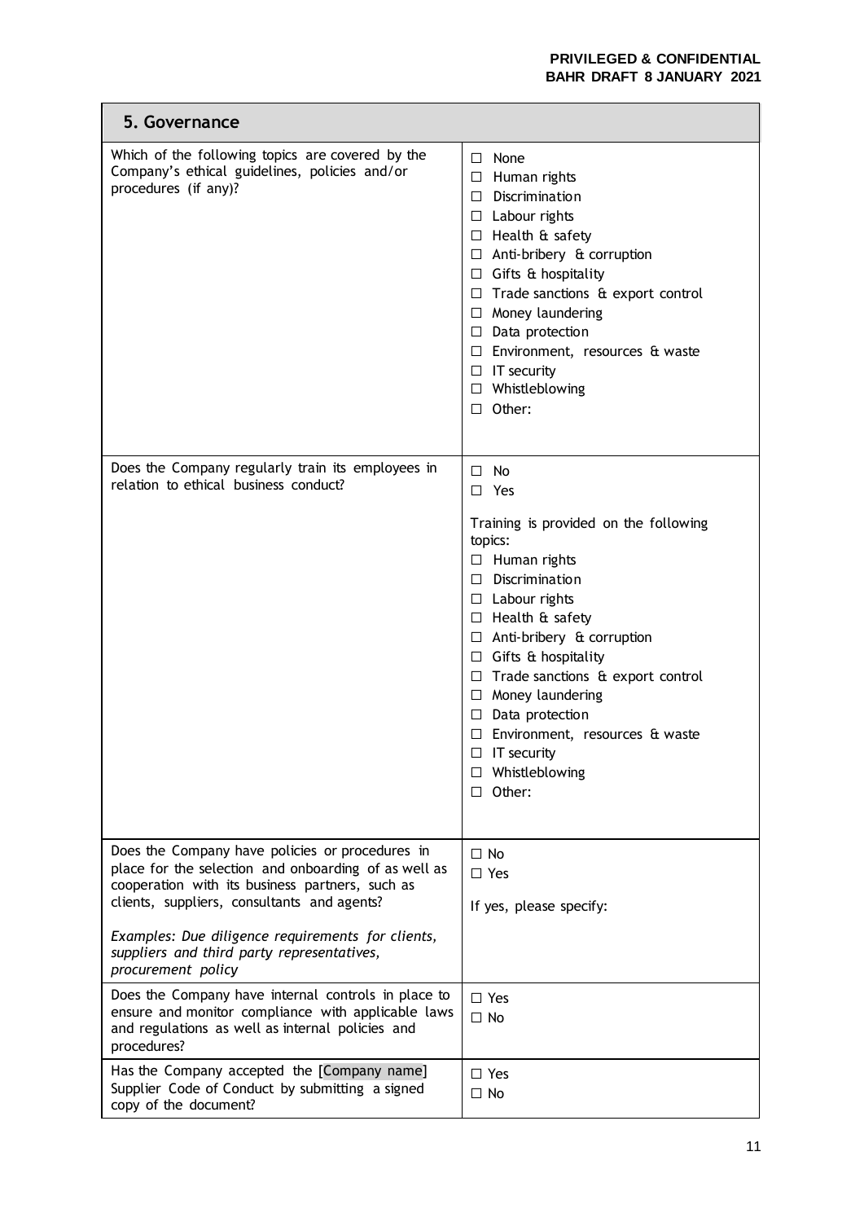| 5. Governance | |
|---|---|
| Which of the following topics are covered by the Company's ethical guidelines, policies and/or procedures (if any)? | ☐ None<br>☐ Human rights<br>☐ Discrimination<br>☐ Labour rights<br>☐ Health & safety<br>☐ Anti-bribery & corruption<br>☐ Gifts & hospitality<br>☐ Trade sanctions & export control<br>☐ Money laundering<br>☐ Data protection<br>☐ Environment, resources & waste<br>☐ IT security<br>☐ Whistleblowing<br>☐ Other: |
| Does the Company regularly train its employees in relation to ethical business conduct? | ☐ No<br>☐ Yes<br><br>Training is provided on the following topics:<br>☐ Human rights<br>☐ Discrimination<br>☐ Labour rights<br>☐ Health & safety<br>☐ Anti-bribery & corruption<br>☐ Gifts & hospitality<br>☐ Trade sanctions & export control<br>☐ Money laundering<br>☐ Data protection<br>☐ Environment, resources & waste<br>☐ IT security<br>☐ Whistleblowing<br>☐ Other: |
| Does the Company have policies or procedures in place for the selection and onboarding of as well as cooperation with its business partners, such as clients, suppliers, consultants and agents?<br><br>*Examples: Due diligence requirements for clients, suppliers and third party representatives, procurement policy* | ☐ No<br>☐ Yes<br><br>If yes, please specify: |
| Does the Company have internal controls in place to ensure and monitor compliance with applicable laws and regulations as well as internal policies and procedures? | ☐ Yes<br>☐ No |
| Has the Company accepted the [Company name] Supplier Code of Conduct by submitting a signed copy of the document? | ☐ Yes<br>☐ No |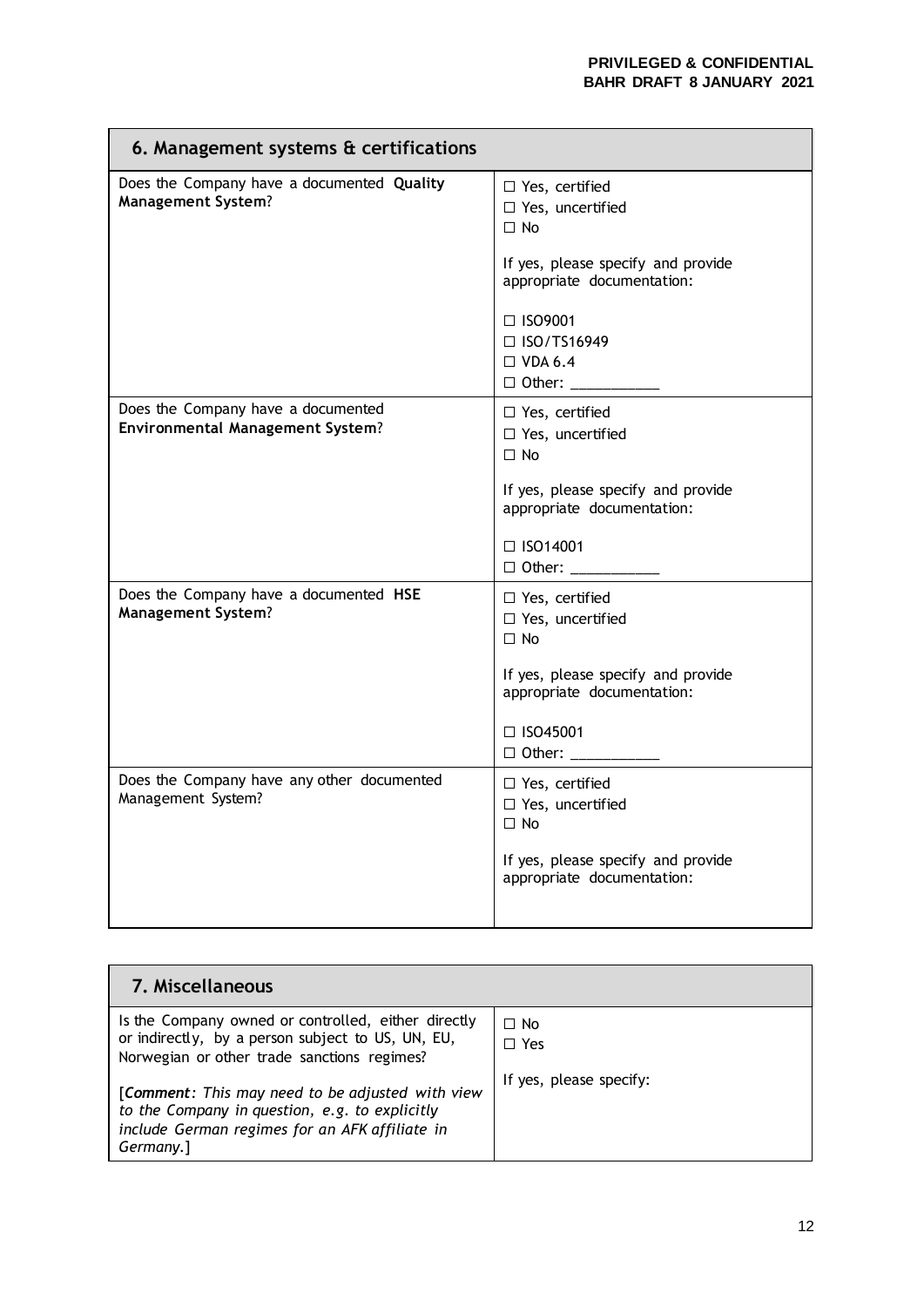| 6. Management systems & certifications | |
|---|---|
| Does the Company have a documented **Quality Management System**? | ☐ Yes, certified<br>☐ Yes, uncertified<br>☐ No<br><br>If yes, please specify and provide appropriate documentation:<br><br>☐ ISO9001<br>☐ ISO/TS16949<br>☐ VDA 6.4<br>☐ Other: ___________ |
| Does the Company have a documented **Environmental Management System**? | ☐ Yes, certified<br>☐ Yes, uncertified<br>☐ No<br><br>If yes, please specify and provide appropriate documentation:<br><br>☐ ISO14001<br>☐ Other: ___________ |
| Does the Company have a documented **HSE Management System**? | ☐ Yes, certified<br>☐ Yes, uncertified<br>☐ No<br><br>If yes, please specify and provide appropriate documentation:<br><br>☐ ISO45001<br>☐ Other: ___________ |
| Does the Company have any other documented Management System? | ☐ Yes, certified<br>☐ Yes, uncertified<br>☐ No<br><br>If yes, please specify and provide appropriate documentation: |

| 7. Miscellaneous | |
|---|---|
| Is the Company owned or controlled, either directly or indirectly, by a person subject to US, UN, EU, Norwegian or other trade sanctions regimes?<br><br>[***Comment****: This may need to be adjusted with view to the Company in question, e.g. to explicitly include German regimes for an AFK affiliate in Germany.*] | ☐ No<br>☐ Yes<br><br>If yes, please specify: |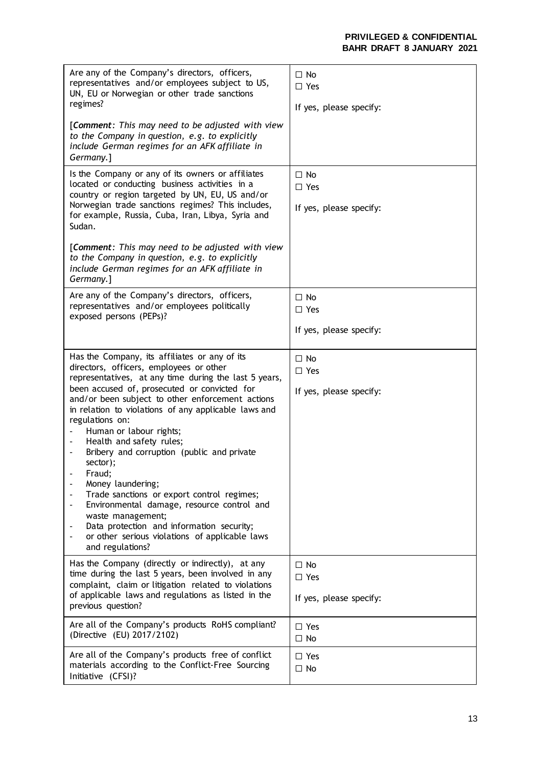| Question | Answer |
|---|---|
| Are any of the Company's directors, officers, representatives and/or employees subject to US, UN, EU or Norwegian or other trade sanctions regimes?<br><br>[***Comment****: This may need to be adjusted with view to the Company in question, e.g. to explicitly include German regimes for an AFK affiliate in Germany.*] | ☐ No<br>☐ Yes<br><br>If yes, please specify: |
| Is the Company or any of its owners or affiliates located or conducting business activities in a country or region targeted by UN, EU, US and/or Norwegian trade sanctions regimes? This includes, for example, Russia, Cuba, Iran, Libya, Syria and Sudan.<br><br>[***Comment****: This may need to be adjusted with view to the Company in question, e.g. to explicitly include German regimes for an AFK affiliate in Germany.*] | ☐ No<br>☐ Yes<br><br>If yes, please specify: |
| Are any of the Company's directors, officers, representatives and/or employees politically exposed persons (PEPs)? | ☐ No<br>☐ Yes<br><br>If yes, please specify: |
| Has the Company, its affiliates or any of its directors, officers, employees or other representatives, at any time during the last 5 years, been accused of, prosecuted or convicted for and/or been subject to other enforcement actions in relation to violations of any applicable laws and regulations on:<br>- Human or labour rights;<br>- Health and safety rules;<br>- Bribery and corruption (public and private sector);<br>- Fraud;<br>- Money laundering;<br>- Trade sanctions or export control regimes;<br>- Environmental damage, resource control and waste management;<br>- Data protection and information security;<br>- or other serious violations of applicable laws and regulations? | ☐ No<br>☐ Yes<br><br>If yes, please specify: |
| Has the Company (directly or indirectly), at any time during the last 5 years, been involved in any complaint, claim or litigation related to violations of applicable laws and regulations as listed in the previous question? | ☐ No<br>☐ Yes<br><br>If yes, please specify: |
| Are all of the Company's products RoHS compliant? (Directive (EU) 2017/2102) | ☐ Yes<br>☐ No |
| Are all of the Company's products free of conflict materials according to the Conflict-Free Sourcing Initiative (CFSI)? | ☐ Yes<br>☐ No |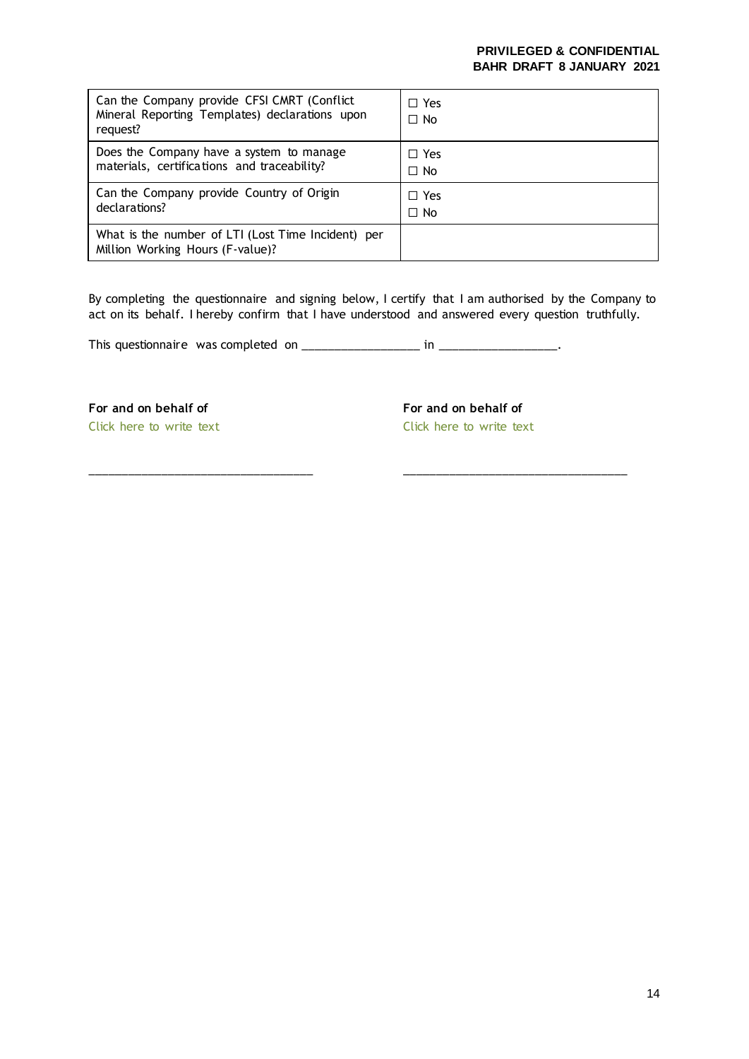| Can the Company provide CFSI CMRT (Conflict Mineral Reporting Templates) declarations upon request? | ☐ Yes<br>☐ No |
|---|---|
| Does the Company have a system to manage materials, certifications and traceability? | ☐ Yes<br>☐ No |
| Can the Company provide Country of Origin declarations? | ☐ Yes<br>☐ No |
| What is the number of LTI (Lost Time Incident) per Million Working Hours (F-value)? | |

By completing the questionnaire and signing below, I certify that I am authorised by the Company to act on its behalf. I hereby confirm that I have understood and answered every question truthfully.

This questionnaire was completed on __________________ in __________________.

**For and on behalf of**
Click here to write text

___________________________________

**For and on behalf of**
Click here to write text

___________________________________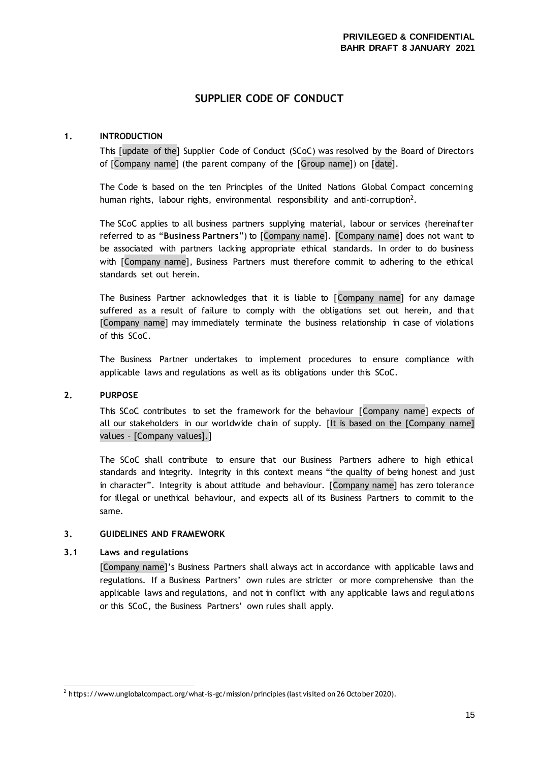PRIVILEGED & CONFIDENTIAL
BAHR DRAFT 8 JANUARY 2021

# SUPPLIER CODE OF CONDUCT

## 1. INTRODUCTION

This [update of the] Supplier Code of Conduct (SCoC) was resolved by the Board of Directors of [Company name] (the parent company of the [Group name]) on [date].

The Code is based on the ten Principles of the United Nations Global Compact concerning human rights, labour rights, environmental responsibility and anti-corruption[2].

The SCoC applies to all business partners supplying material, labour or services (hereinafter referred to as "**Business Partners**") to [Company name]. [Company name] does not want to be associated with partners lacking appropriate ethical standards. In order to do business with [Company name], Business Partners must therefore commit to adhering to the ethical standards set out herein.

The Business Partner acknowledges that it is liable to [Company name] for any damage suffered as a result of failure to comply with the obligations set out herein, and that [Company name] may immediately terminate the business relationship in case of violations of this SCoC.

The Business Partner undertakes to implement procedures to ensure compliance with applicable laws and regulations as well as its obligations under this SCoC.

## 2. PURPOSE

This SCoC contributes to set the framework for the behaviour [Company name] expects of all our stakeholders in our worldwide chain of supply. [It is based on the [Company name] values – [Company values].]

The SCoC shall contribute to ensure that our Business Partners adhere to high ethical standards and integrity. Integrity in this context means "the quality of being honest and just in character". Integrity is about attitude and behaviour. [Company name] has zero tolerance for illegal or unethical behaviour, and expects all of its Business Partners to commit to the same.

## 3. GUIDELINES AND FRAMEWORK

### 3.1 Laws and regulations

[Company name]'s Business Partners shall always act in accordance with applicable laws and regulations. If a Business Partners' own rules are stricter or more comprehensive than the applicable laws and regulations, and not in conflict with any applicable laws and regulations or this SCoC, the Business Partners' own rules shall apply.

---

[2] https://www.unglobalcompact.org/what-is-gc/mission/principles (last visited on 26 October 2020).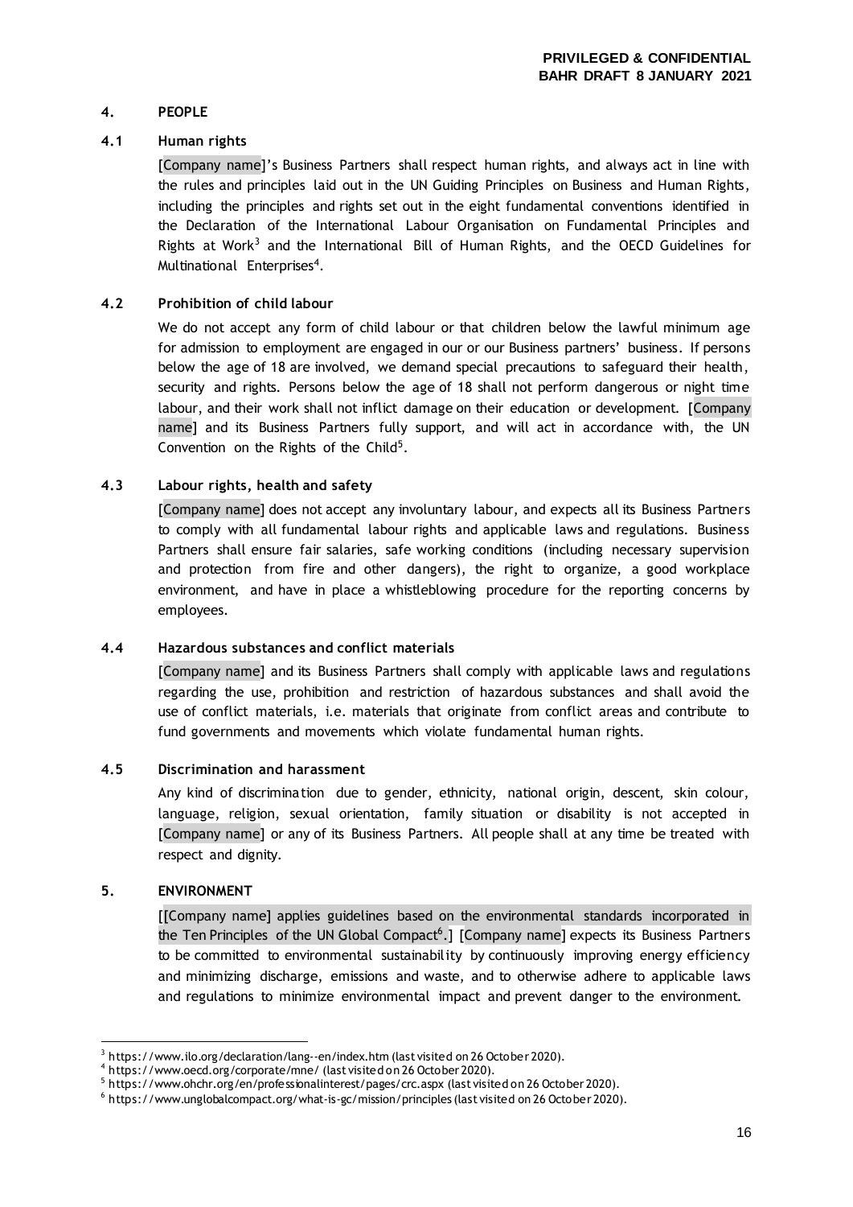## 4. PEOPLE

### 4.1 Human rights

[Company name]'s Business Partners shall respect human rights, and always act in line with the rules and principles laid out in the UN Guiding Principles on Business and Human Rights, including the principles and rights set out in the eight fundamental conventions identified in the Declaration of the International Labour Organisation on Fundamental Principles and Rights at Work[3] and the International Bill of Human Rights, and the OECD Guidelines for Multinational Enterprises[4].

### 4.2 Prohibition of child labour

We do not accept any form of child labour or that children below the lawful minimum age for admission to employment are engaged in our or our Business partners' business. If persons below the age of 18 are involved, we demand special precautions to safeguard their health, security and rights. Persons below the age of 18 shall not perform dangerous or night time labour, and their work shall not inflict damage on their education or development. [Company name] and its Business Partners fully support, and will act in accordance with, the UN Convention on the Rights of the Child[5].

### 4.3 Labour rights, health and safety

[Company name] does not accept any involuntary labour, and expects all its Business Partners to comply with all fundamental labour rights and applicable laws and regulations. Business Partners shall ensure fair salaries, safe working conditions (including necessary supervision and protection from fire and other dangers), the right to organize, a good workplace environment, and have in place a whistleblowing procedure for the reporting concerns by employees.

### 4.4 Hazardous substances and conflict materials

[Company name] and its Business Partners shall comply with applicable laws and regulations regarding the use, prohibition and restriction of hazardous substances and shall avoid the use of conflict materials, i.e. materials that originate from conflict areas and contribute to fund governments and movements which violate fundamental human rights.

### 4.5 Discrimination and harassment

Any kind of discrimination due to gender, ethnicity, national origin, descent, skin colour, language, religion, sexual orientation, family situation or disability is not accepted in [Company name] or any of its Business Partners. All people shall at any time be treated with respect and dignity.

## 5. ENVIRONMENT

[[Company name] applies guidelines based on the environmental standards incorporated in the Ten Principles of the UN Global Compact[6].] [Company name] expects its Business Partners to be committed to environmental sustainability by continuously improving energy efficiency and minimizing discharge, emissions and waste, and to otherwise adhere to applicable laws and regulations to minimize environmental impact and prevent danger to the environment.

---

[3] https://www.ilo.org/declaration/lang--en/index.htm (last visited on 26 October 2020).

[4] https://www.oecd.org/corporate/mne/ (last visited on 26 October 2020).

[5] https://www.ohchr.org/en/professionalinterest/pages/crc.aspx (last visited on 26 October 2020).

[6] https://www.unglobalcompact.org/what-is-gc/mission/principles (last visited on 26 October 2020).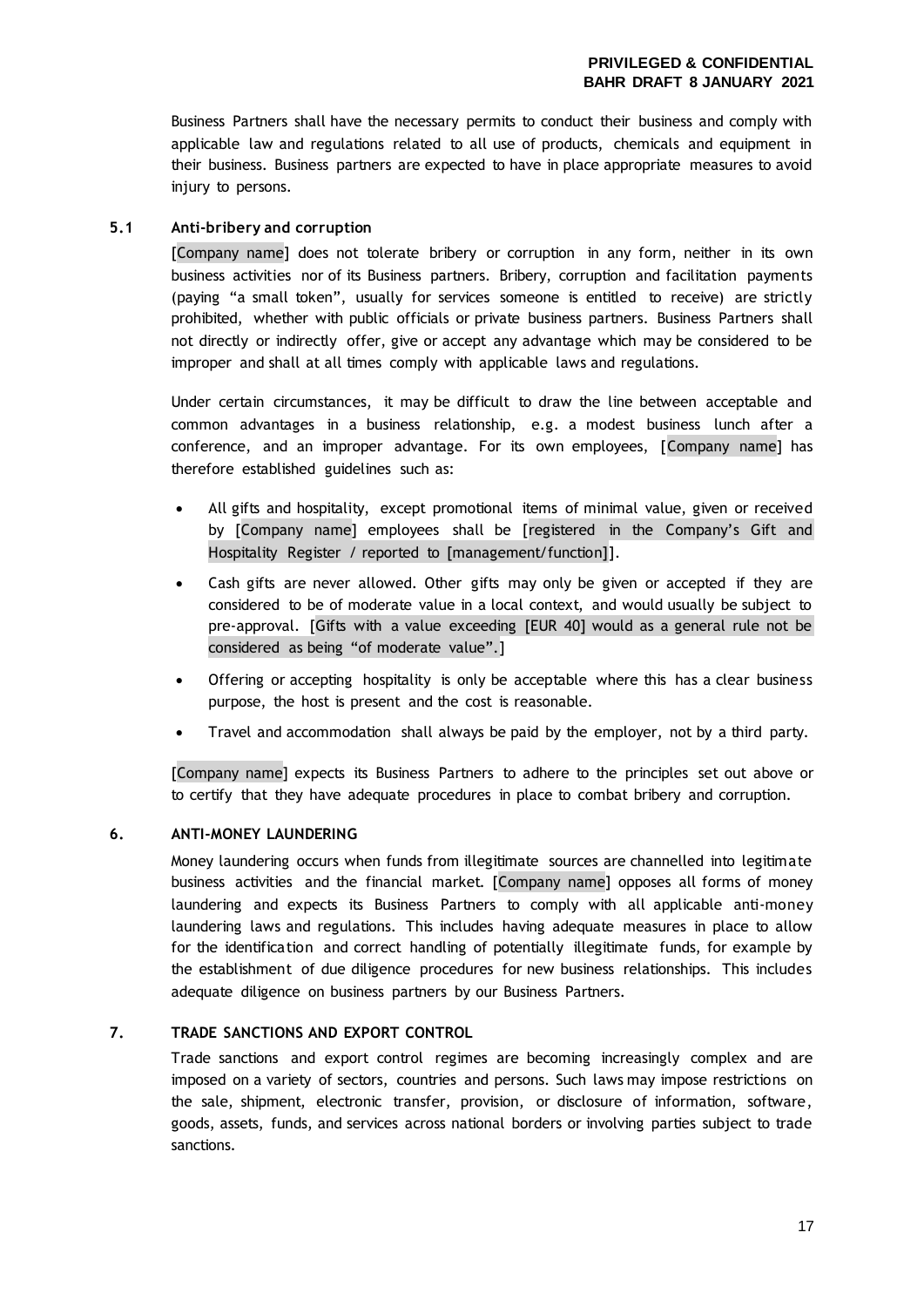Business Partners shall have the necessary permits to conduct their business and comply with applicable law and regulations related to all use of products, chemicals and equipment in their business. Business partners are expected to have in place appropriate measures to avoid injury to persons.

### 5.1 Anti-bribery and corruption

[Company name] does not tolerate bribery or corruption in any form, neither in its own business activities nor of its Business partners. Bribery, corruption and facilitation payments (paying "a small token", usually for services someone is entitled to receive) are strictly prohibited, whether with public officials or private business partners. Business Partners shall not directly or indirectly offer, give or accept any advantage which may be considered to be improper and shall at all times comply with applicable laws and regulations.

Under certain circumstances, it may be difficult to draw the line between acceptable and common advantages in a business relationship, e.g. a modest business lunch after a conference, and an improper advantage. For its own employees, [Company name] has therefore established guidelines such as:

- All gifts and hospitality, except promotional items of minimal value, given or received by [Company name] employees shall be [registered in the Company's Gift and Hospitality Register / reported to [management/function]].
- Cash gifts are never allowed. Other gifts may only be given or accepted if they are considered to be of moderate value in a local context, and would usually be subject to pre-approval. [Gifts with a value exceeding [EUR 40] would as a general rule not be considered as being "of moderate value".]
- Offering or accepting hospitality is only be acceptable where this has a clear business purpose, the host is present and the cost is reasonable.
- Travel and accommodation shall always be paid by the employer, not by a third party.

[Company name] expects its Business Partners to adhere to the principles set out above or to certify that they have adequate procedures in place to combat bribery and corruption.

## 6. ANTI-MONEY LAUNDERING

Money laundering occurs when funds from illegitimate sources are channelled into legitimate business activities and the financial market. [Company name] opposes all forms of money laundering and expects its Business Partners to comply with all applicable anti-money laundering laws and regulations. This includes having adequate measures in place to allow for the identification and correct handling of potentially illegitimate funds, for example by the establishment of due diligence procedures for new business relationships. This includes adequate diligence on business partners by our Business Partners.

## 7. TRADE SANCTIONS AND EXPORT CONTROL

Trade sanctions and export control regimes are becoming increasingly complex and are imposed on a variety of sectors, countries and persons. Such laws may impose restrictions on the sale, shipment, electronic transfer, provision, or disclosure of information, software, goods, assets, funds, and services across national borders or involving parties subject to trade sanctions.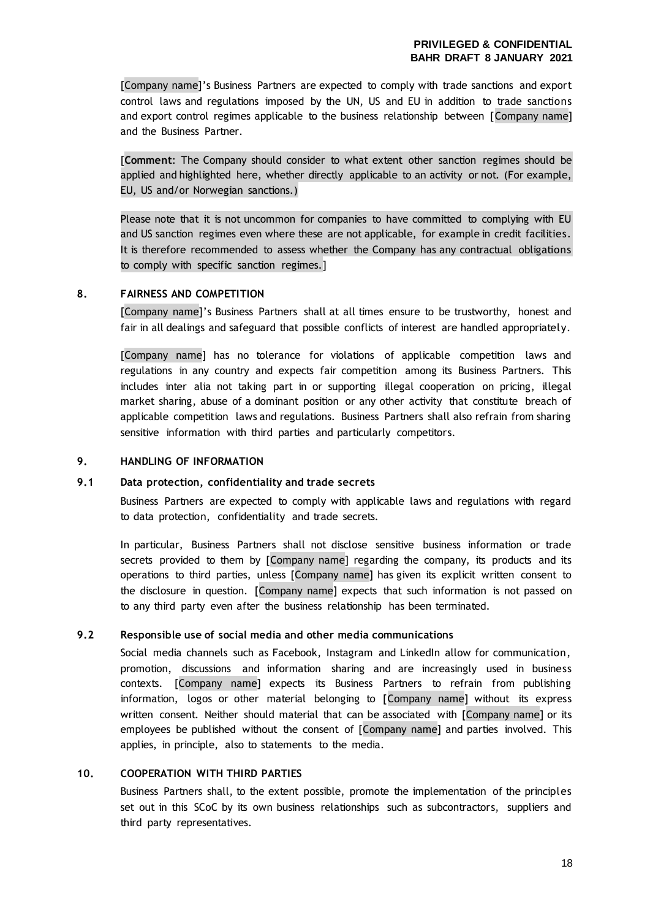[Company name]'s Business Partners are expected to comply with trade sanctions and export control laws and regulations imposed by the UN, US and EU in addition to trade sanctions and export control regimes applicable to the business relationship between [Company name] and the Business Partner.

[**Comment**: The Company should consider to what extent other sanction regimes should be applied and highlighted here, whether directly applicable to an activity or not. (For example, EU, US and/or Norwegian sanctions.)

Please note that it is not uncommon for companies to have committed to complying with EU and US sanction regimes even where these are not applicable, for example in credit facilities. It is therefore recommended to assess whether the Company has any contractual obligations to comply with specific sanction regimes.]

## 8. FAIRNESS AND COMPETITION

[Company name]'s Business Partners shall at all times ensure to be trustworthy, honest and fair in all dealings and safeguard that possible conflicts of interest are handled appropriately.

[Company name] has no tolerance for violations of applicable competition laws and regulations in any country and expects fair competition among its Business Partners. This includes inter alia not taking part in or supporting illegal cooperation on pricing, illegal market sharing, abuse of a dominant position or any other activity that constitute breach of applicable competition laws and regulations. Business Partners shall also refrain from sharing sensitive information with third parties and particularly competitors.

## 9. HANDLING OF INFORMATION

### 9.1 Data protection, confidentiality and trade secrets

Business Partners are expected to comply with applicable laws and regulations with regard to data protection, confidentiality and trade secrets.

In particular, Business Partners shall not disclose sensitive business information or trade secrets provided to them by [Company name] regarding the company, its products and its operations to third parties, unless [Company name] has given its explicit written consent to the disclosure in question. [Company name] expects that such information is not passed on to any third party even after the business relationship has been terminated.

### 9.2 Responsible use of social media and other media communications

Social media channels such as Facebook, Instagram and LinkedIn allow for communication, promotion, discussions and information sharing and are increasingly used in business contexts. [Company name] expects its Business Partners to refrain from publishing information, logos or other material belonging to [Company name] without its express written consent. Neither should material that can be associated with [Company name] or its employees be published without the consent of [Company name] and parties involved. This applies, in principle, also to statements to the media.

## 10. COOPERATION WITH THIRD PARTIES

Business Partners shall, to the extent possible, promote the implementation of the principles set out in this SCoC by its own business relationships such as subcontractors, suppliers and third party representatives.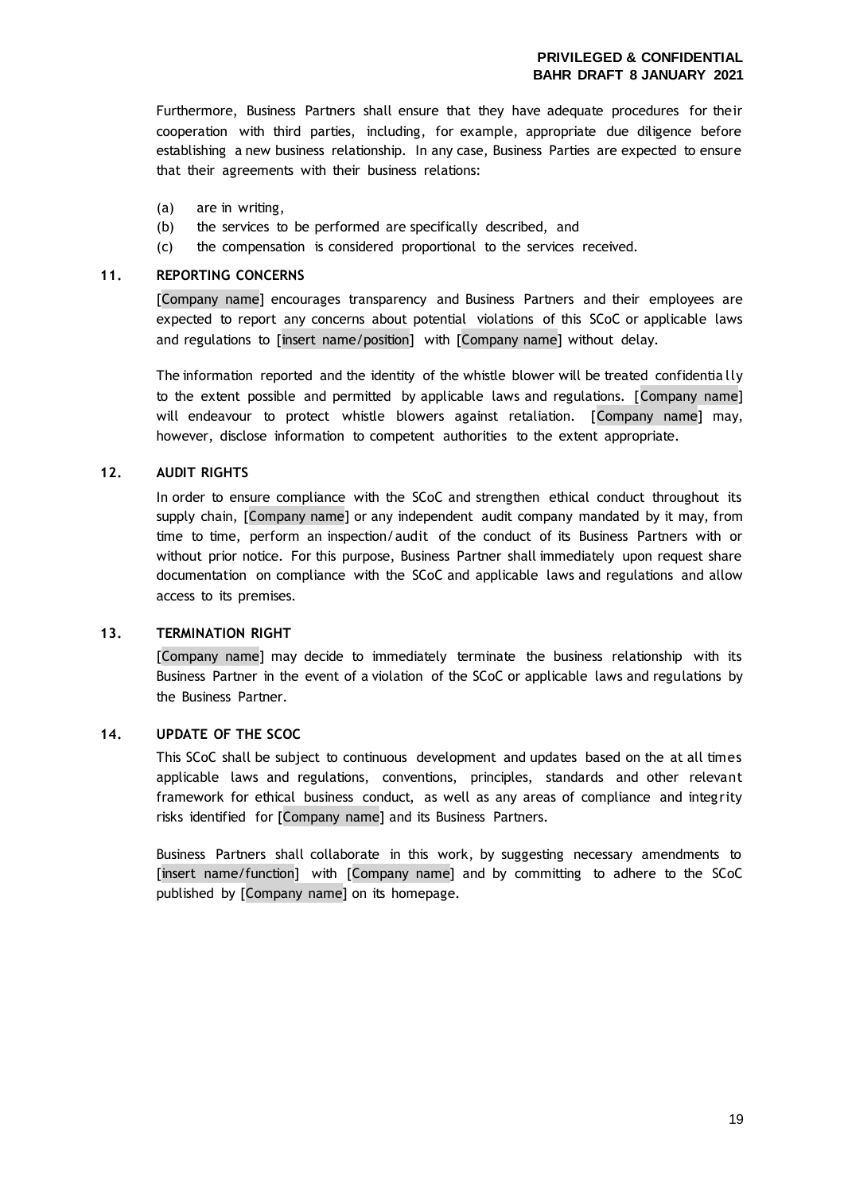Furthermore, Business Partners shall ensure that they have adequate procedures for their cooperation with third parties, including, for example, appropriate due diligence before establishing a new business relationship. In any case, Business Parties are expected to ensure that their agreements with their business relations:

(a) are in writing,

(b) the services to be performed are specifically described, and

(c) the compensation is considered proportional to the services received.

## 11. REPORTING CONCERNS

[Company name] encourages transparency and Business Partners and their employees are expected to report any concerns about potential violations of this SCoC or applicable laws and regulations to [insert name/position] with [Company name] without delay.

The information reported and the identity of the whistle blower will be treated confidentially to the extent possible and permitted by applicable laws and regulations. [Company name] will endeavour to protect whistle blowers against retaliation. [Company name] may, however, disclose information to competent authorities to the extent appropriate.

## 12. AUDIT RIGHTS

In order to ensure compliance with the SCoC and strengthen ethical conduct throughout its supply chain, [Company name] or any independent audit company mandated by it may, from time to time, perform an inspection/audit of the conduct of its Business Partners with or without prior notice. For this purpose, Business Partner shall immediately upon request share documentation on compliance with the SCoC and applicable laws and regulations and allow access to its premises.

## 13. TERMINATION RIGHT

[Company name] may decide to immediately terminate the business relationship with its Business Partner in the event of a violation of the SCoC or applicable laws and regulations by the Business Partner.

## 14. UPDATE OF THE SCOC

This SCoC shall be subject to continuous development and updates based on the at all times applicable laws and regulations, conventions, principles, standards and other relevant framework for ethical business conduct, as well as any areas of compliance and integrity risks identified for [Company name] and its Business Partners.

Business Partners shall collaborate in this work, by suggesting necessary amendments to [insert name/function] with [Company name] and by committing to adhere to the SCoC published by [Company name] on its homepage.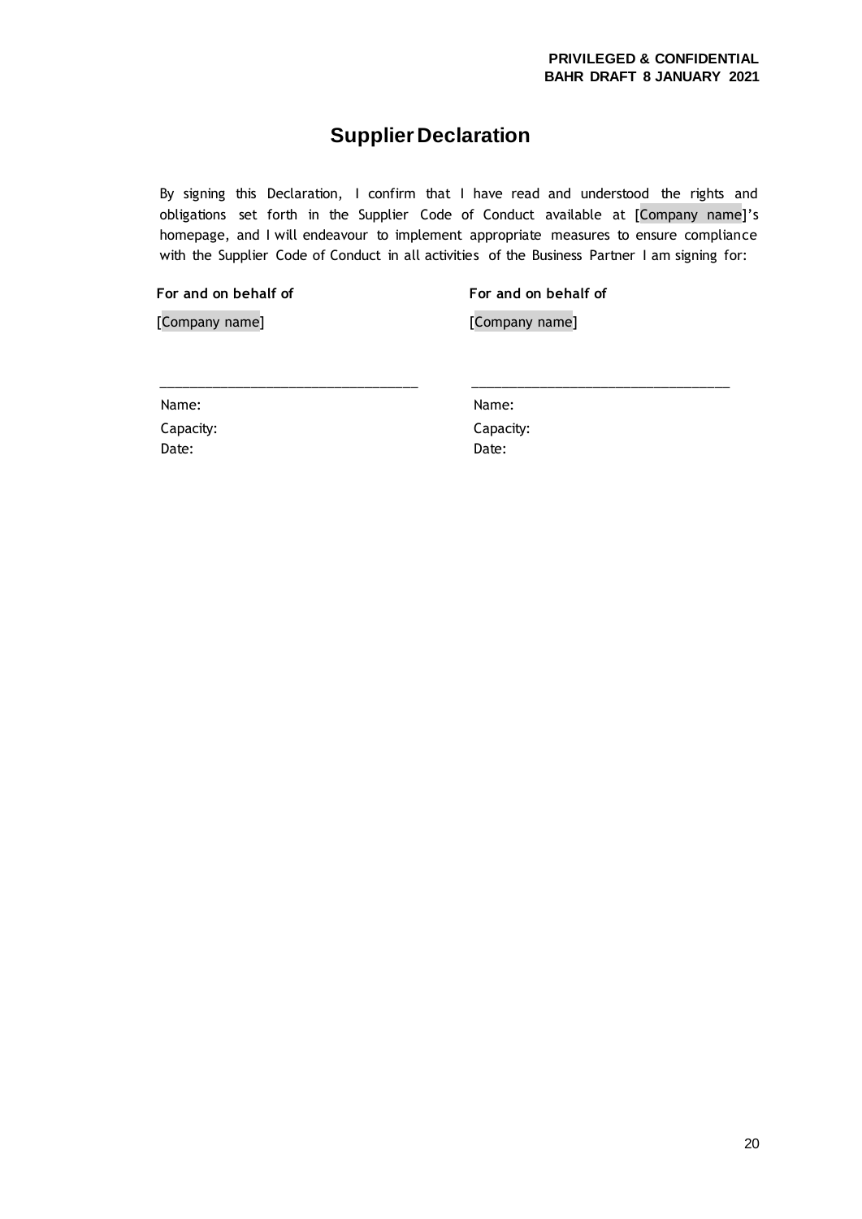PRIVILEGED & CONFIDENTIAL
BAHR DRAFT 8 JANUARY 2021

# Supplier Declaration

By signing this Declaration, I confirm that I have read and understood the rights and obligations set forth in the Supplier Code of Conduct available at [Company name]'s homepage, and I will endeavour to implement appropriate measures to ensure compliance with the Supplier Code of Conduct in all activities of the Business Partner I am signing for:

| | |
|---|---|
| **For and on behalf of** | **For and on behalf of** |
| [Company name] | [Company name] |
| ______________________________ | ______________________________ |
| Name: | Name: |
| Capacity: | Capacity: |
| Date: | Date: |